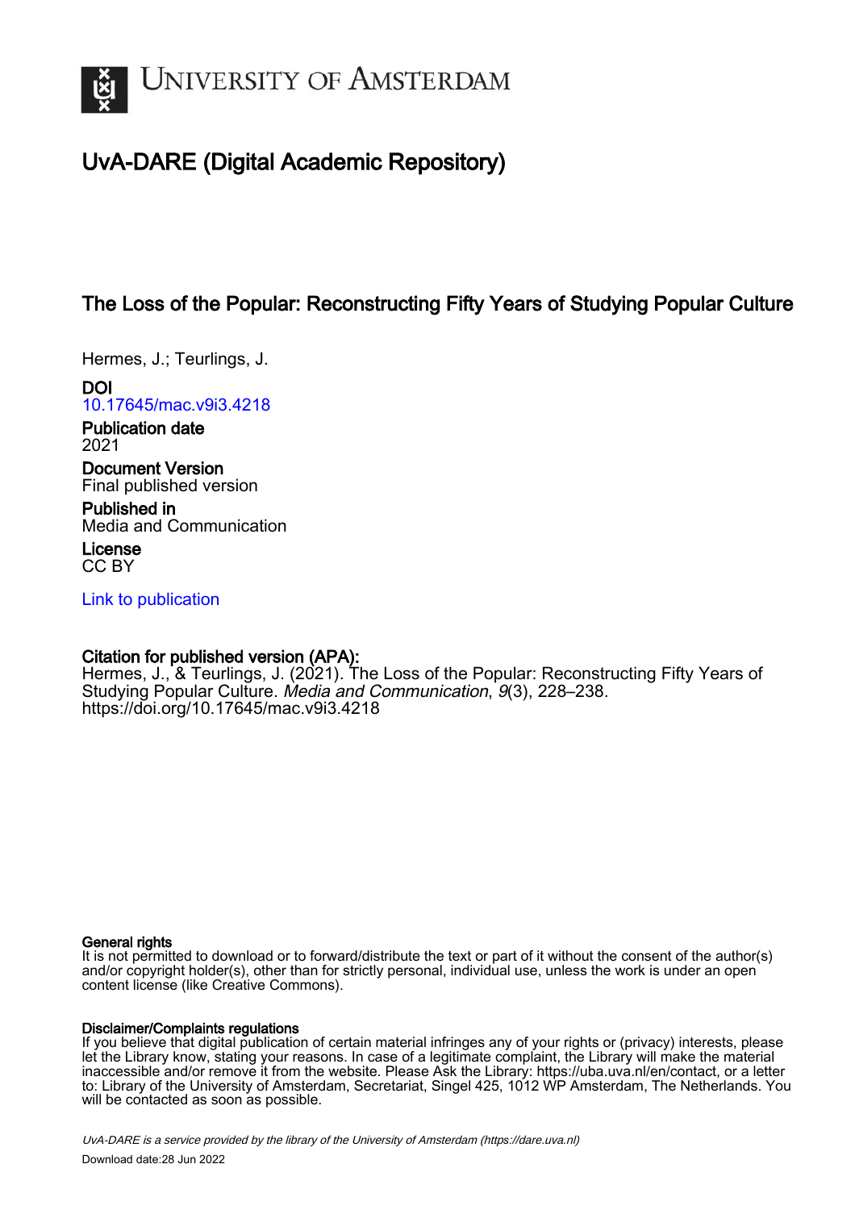# UvA-DARE (Digital Academic Repository)

## The Loss of the Popular: Reconstructing Fifty Years of Studying Popular Culture

Hermes, J.; Teurlings, J.

**DOI**
10.17645/mac.v9i3.4218

**Publication date**
2021

**Document Version**
Final published version

**Published in**
Media and Communication

**License**
CC BY

Link to publication

**Citation for published version (APA):**
Hermes, J., & Teurlings, J. (2021). The Loss of the Popular: Reconstructing Fifty Years of Studying Popular Culture. *Media and Communication*, *9*(3), 228–238. https://doi.org/10.17645/mac.v9i3.4218

**General rights**
It is not permitted to download or to forward/distribute the text or part of it without the consent of the author(s) and/or copyright holder(s), other than for strictly personal, individual use, unless the work is under an open content license (like Creative Commons).

**Disclaimer/Complaints regulations**
If you believe that digital publication of certain material infringes any of your rights or (privacy) interests, please let the Library know, stating your reasons. In case of a legitimate complaint, the Library will make the material inaccessible and/or remove it from the website. Please Ask the Library: https://uba.uva.nl/en/contact, or a letter to: Library of the University of Amsterdam, Secretariat, Singel 425, 1012 WP Amsterdam, The Netherlands. You will be contacted as soon as possible.

*UvA-DARE is a service provided by the library of the University of Amsterdam (https://dare.uva.nl)*

Download date:28 Jun 2022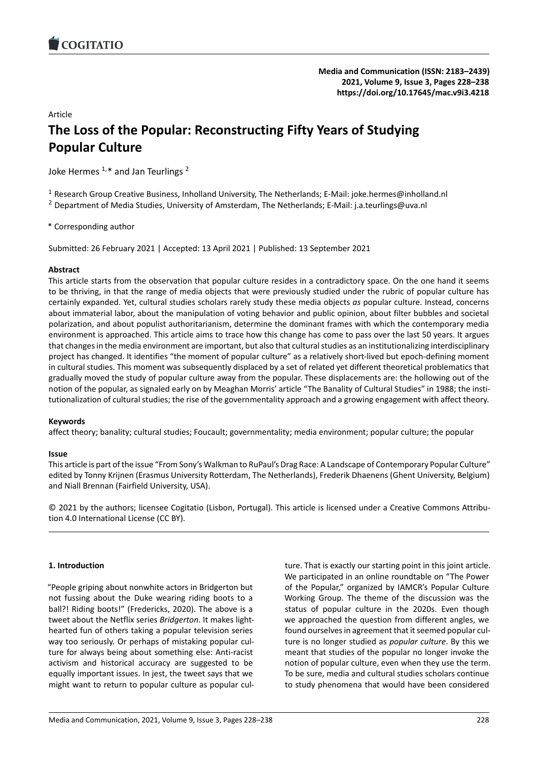Article

# The Loss of the Popular: Reconstructing Fifty Years of Studying Popular Culture

Joke Hermes [1,*] and Jan Teurlings [2]

[1] Research Group Creative Business, Inholland University, The Netherlands; E-Mail: joke.hermes@inholland.nl

[2] Department of Media Studies, University of Amsterdam, The Netherlands; E-Mail: j.a.teurlings@uva.nl

\* Corresponding author

Submitted: 26 February 2021 | Accepted: 13 April 2021 | Published: 13 September 2021

**Abstract**

This article starts from the observation that popular culture resides in a contradictory space. On the one hand it seems to be thriving, in that the range of media objects that were previously studied under the rubric of popular culture has certainly expanded. Yet, cultural studies scholars rarely study these media objects *as* popular culture. Instead, concerns about immaterial labor, about the manipulation of voting behavior and public opinion, about filter bubbles and societal polarization, and about populist authoritarianism, determine the dominant frames with which the contemporary media environment is approached. This article aims to trace how this change has come to pass over the last 50 years. It argues that changes in the media environment are important, but also that cultural studies as an institutionalizing interdisciplinary project has changed. It identifies "the moment of popular culture" as a relatively short-lived but epoch-defining moment in cultural studies. This moment was subsequently displaced by a set of related yet different theoretical problematics that gradually moved the study of popular culture away from the popular. These displacements are: the hollowing out of the notion of the popular, as signaled early on by Meaghan Morris' article "The Banality of Cultural Studies" in 1988; the institutionalization of cultural studies; the rise of the governmentality approach and a growing engagement with affect theory.

**Keywords**

affect theory; banality; cultural studies; Foucault; governmentality; media environment; popular culture; the popular

**Issue**

This article is part of the issue "From Sony's Walkman to RuPaul's Drag Race: A Landscape of Contemporary Popular Culture" edited by Tonny Krijnen (Erasmus University Rotterdam, The Netherlands), Frederik Dhaenens (Ghent University, Belgium) and Niall Brennan (Fairfield University, USA).

© 2021 by the authors; licensee Cogitatio (Lisbon, Portugal). This article is licensed under a Creative Commons Attribution 4.0 International License (CC BY).

## 1. Introduction

"People griping about nonwhite actors in Bridgerton but not fussing about the Duke wearing riding boots to a ball?! Riding boots!" (Fredericks, 2020). The above is a tweet about the Netflix series *Bridgerton*. It makes lighthearted fun of others taking a popular television series way too seriously. Or perhaps of mistaking popular culture for always being about something else: Anti-racist activism and historical accuracy are suggested to be equally important issues. In jest, the tweet says that we might want to return to popular culture as popular culture. That is exactly our starting point in this joint article. We participated in an online roundtable on "The Power of the Popular," organized by IAMCR's Popular Culture Working Group. The theme of the discussion was the status of popular culture in the 2020s. Even though we approached the question from different angles, we found ourselves in agreement that it seemed popular culture is no longer studied as *popular culture*. By this we meant that studies of the popular no longer invoke the notion of popular culture, even when they use the term. To be sure, media and cultural studies scholars continue to study phenomena that would have been considered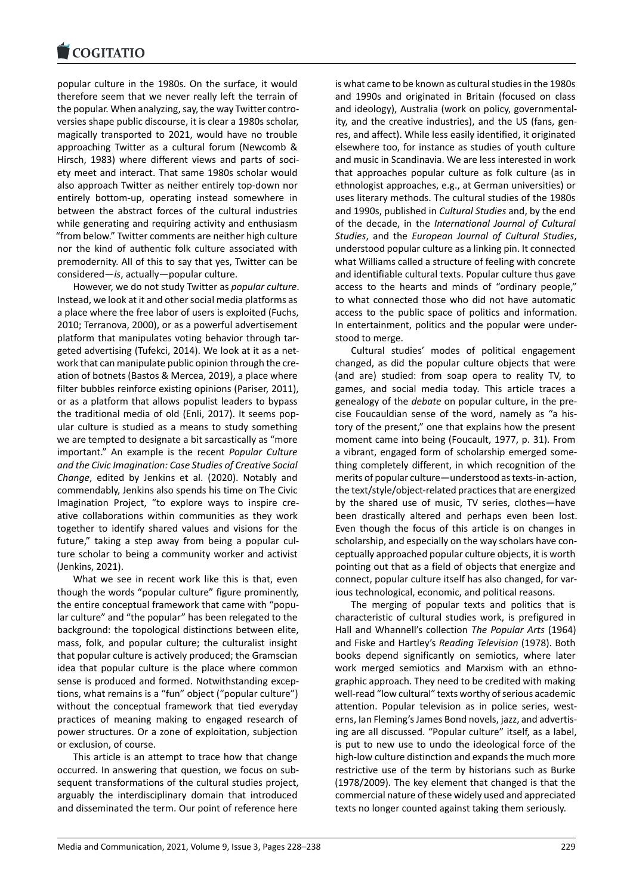popular culture in the 1980s. On the surface, it would therefore seem that we never really left the terrain of the popular. When analyzing, say, the way Twitter controversies shape public discourse, it is clear a 1980s scholar, magically transported to 2021, would have no trouble approaching Twitter as a cultural forum (Newcomb & Hirsch, 1983) where different views and parts of society meet and interact. That same 1980s scholar would also approach Twitter as neither entirely top-down nor entirely bottom-up, operating instead somewhere in between the abstract forces of the cultural industries while generating and requiring activity and enthusiasm "from below." Twitter comments are neither high culture nor the kind of authentic folk culture associated with premodernity. All of this to say that yes, Twitter can be considered—*is*, actually—popular culture.

However, we do not study Twitter as *popular culture*. Instead, we look at it and other social media platforms as a place where the free labor of users is exploited (Fuchs, 2010; Terranova, 2000), or as a powerful advertisement platform that manipulates voting behavior through targeted advertising (Tufekci, 2014). We look at it as a network that can manipulate public opinion through the creation of botnets (Bastos & Mercea, 2019), a place where filter bubbles reinforce existing opinions (Pariser, 2011), or as a platform that allows populist leaders to bypass the traditional media of old (Enli, 2017). It seems popular culture is studied as a means to study something we are tempted to designate a bit sarcastically as "more important." An example is the recent *Popular Culture and the Civic Imagination: Case Studies of Creative Social Change*, edited by Jenkins et al. (2020). Notably and commendably, Jenkins also spends his time on The Civic Imagination Project, "to explore ways to inspire creative collaborations within communities as they work together to identify shared values and visions for the future," taking a step away from being a popular culture scholar to being a community worker and activist (Jenkins, 2021).

What we see in recent work like this is that, even though the words "popular culture" figure prominently, the entire conceptual framework that came with "popular culture" and "the popular" has been relegated to the background: the topological distinctions between elite, mass, folk, and popular culture; the culturalist insight that popular culture is actively produced; the Gramscian idea that popular culture is the place where common sense is produced and formed. Notwithstanding exceptions, what remains is a "fun" object ("popular culture") without the conceptual framework that tied everyday practices of meaning making to engaged research of power structures. Or a zone of exploitation, subjection or exclusion, of course.

This article is an attempt to trace how that change occurred. In answering that question, we focus on subsequent transformations of the cultural studies project, arguably the interdisciplinary domain that introduced and disseminated the term. Our point of reference here is what came to be known as cultural studies in the 1980s and 1990s and originated in Britain (focused on class and ideology), Australia (work on policy, governmentality, and the creative industries), and the US (fans, genres, and affect). While less easily identified, it originated elsewhere too, for instance as studies of youth culture and music in Scandinavia. We are less interested in work that approaches popular culture as folk culture (as in ethnologist approaches, e.g., at German universities) or uses literary methods. The cultural studies of the 1980s and 1990s, published in *Cultural Studies* and, by the end of the decade, in the *International Journal of Cultural Studies*, and the *European Journal of Cultural Studies*, understood popular culture as a linking pin. It connected what Williams called a structure of feeling with concrete and identifiable cultural texts. Popular culture thus gave access to the hearts and minds of "ordinary people," to what connected those who did not have automatic access to the public space of politics and information. In entertainment, politics and the popular were understood to merge.

Cultural studies' modes of political engagement changed, as did the popular culture objects that were (and are) studied: from soap opera to reality TV, to games, and social media today. This article traces a genealogy of the *debate* on popular culture, in the precise Foucauldian sense of the word, namely as "a history of the present," one that explains how the present moment came into being (Foucault, 1977, p. 31). From a vibrant, engaged form of scholarship emerged something completely different, in which recognition of the merits of popular culture—understood as texts-in-action, the text/style/object-related practices that are energized by the shared use of music, TV series, clothes—have been drastically altered and perhaps even been lost. Even though the focus of this article is on changes in scholarship, and especially on the way scholars have conceptually approached popular culture objects, it is worth pointing out that as a field of objects that energize and connect, popular culture itself has also changed, for various technological, economic, and political reasons.

The merging of popular texts and politics that is characteristic of cultural studies work, is prefigured in Hall and Whannell's collection *The Popular Arts* (1964) and Fiske and Hartley's *Reading Television* (1978). Both books depend significantly on semiotics, where later work merged semiotics and Marxism with an ethnographic approach. They need to be credited with making well-read "low cultural" texts worthy of serious academic attention. Popular television as in police series, westerns, Ian Fleming's James Bond novels, jazz, and advertising are all discussed. "Popular culture" itself, as a label, is put to new use to undo the ideological force of the high-low culture distinction and expands the much more restrictive use of the term by historians such as Burke (1978/2009). The key element that changed is that the commercial nature of these widely used and appreciated texts no longer counted against taking them seriously.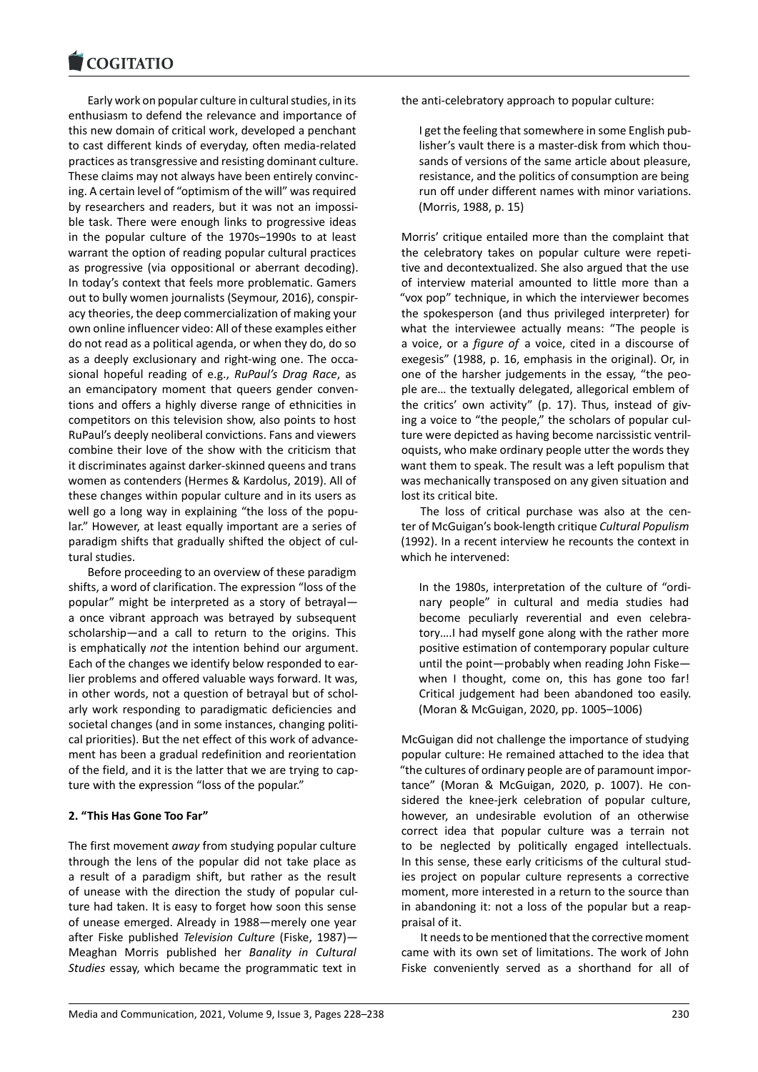Early work on popular culture in cultural studies, in its enthusiasm to defend the relevance and importance of this new domain of critical work, developed a penchant to cast different kinds of everyday, often media-related practices as transgressive and resisting dominant culture. These claims may not always have been entirely convincing. A certain level of "optimism of the will" was required by researchers and readers, but it was not an impossible task. There were enough links to progressive ideas in the popular culture of the 1970s–1990s to at least warrant the option of reading popular cultural practices as progressive (via oppositional or aberrant decoding). In today's context that feels more problematic. Gamers out to bully women journalists (Seymour, 2016), conspiracy theories, the deep commercialization of making your own online influencer video: All of these examples either do not read as a political agenda, or when they do, do so as a deeply exclusionary and right-wing one. The occasional hopeful reading of e.g., *RuPaul's Drag Race*, as an emancipatory moment that queers gender conventions and offers a highly diverse range of ethnicities in competitors on this television show, also points to host RuPaul's deeply neoliberal convictions. Fans and viewers combine their love of the show with the criticism that it discriminates against darker-skinned queens and trans women as contenders (Hermes & Kardolus, 2019). All of these changes within popular culture and in its users as well go a long way in explaining "the loss of the popular." However, at least equally important are a series of paradigm shifts that gradually shifted the object of cultural studies.

Before proceeding to an overview of these paradigm shifts, a word of clarification. The expression "loss of the popular" might be interpreted as a story of betrayal—a once vibrant approach was betrayed by subsequent scholarship—and a call to return to the origins. This is emphatically *not* the intention behind our argument. Each of the changes we identify below responded to earlier problems and offered valuable ways forward. It was, in other words, not a question of betrayal but of scholarly work responding to paradigmatic deficiencies and societal changes (and in some instances, changing political priorities). But the net effect of this work of advancement has been a gradual redefinition and reorientation of the field, and it is the latter that we are trying to capture with the expression "loss of the popular."

## 2. "This Has Gone Too Far"

The first movement *away* from studying popular culture through the lens of the popular did not take place as a result of a paradigm shift, but rather as the result of unease with the direction the study of popular culture had taken. It is easy to forget how soon this sense of unease emerged. Already in 1988—merely one year after Fiske published *Television Culture* (Fiske, 1987)—Meaghan Morris published her *Banality in Cultural Studies* essay, which became the programmatic text in the anti-celebratory approach to popular culture:

> I get the feeling that somewhere in some English publisher's vault there is a master-disk from which thousands of versions of the same article about pleasure, resistance, and the politics of consumption are being run off under different names with minor variations. (Morris, 1988, p. 15)

Morris' critique entailed more than the complaint that the celebratory takes on popular culture were repetitive and decontextualized. She also argued that the use of interview material amounted to little more than a "vox pop" technique, in which the interviewer becomes the spokesperson (and thus privileged interpreter) for what the interviewee actually means: "The people is a voice, or a *figure of* a voice, cited in a discourse of exegesis" (1988, p. 16, emphasis in the original). Or, in one of the harsher judgements in the essay, "the people are… the textually delegated, allegorical emblem of the critics' own activity" (p. 17). Thus, instead of giving a voice to "the people," the scholars of popular culture were depicted as having become narcissistic ventriloquists, who make ordinary people utter the words they want them to speak. The result was a left populism that was mechanically transposed on any given situation and lost its critical bite.

The loss of critical purchase was also at the center of McGuigan's book-length critique *Cultural Populism* (1992). In a recent interview he recounts the context in which he intervened:

> In the 1980s, interpretation of the culture of "ordinary people" in cultural and media studies had become peculiarly reverential and even celebratory….I had myself gone along with the rather more positive estimation of contemporary popular culture until the point—probably when reading John Fiske—when I thought, come on, this has gone too far! Critical judgement had been abandoned too easily. (Moran & McGuigan, 2020, pp. 1005–1006)

McGuigan did not challenge the importance of studying popular culture: He remained attached to the idea that "the cultures of ordinary people are of paramount importance" (Moran & McGuigan, 2020, p. 1007). He considered the knee-jerk celebration of popular culture, however, an undesirable evolution of an otherwise correct idea that popular culture was a terrain not to be neglected by politically engaged intellectuals. In this sense, these early criticisms of the cultural studies project on popular culture represents a corrective moment, more interested in a return to the source than in abandoning it: not a loss of the popular but a reappraisal of it.

It needs to be mentioned that the corrective moment came with its own set of limitations. The work of John Fiske conveniently served as a shorthand for all of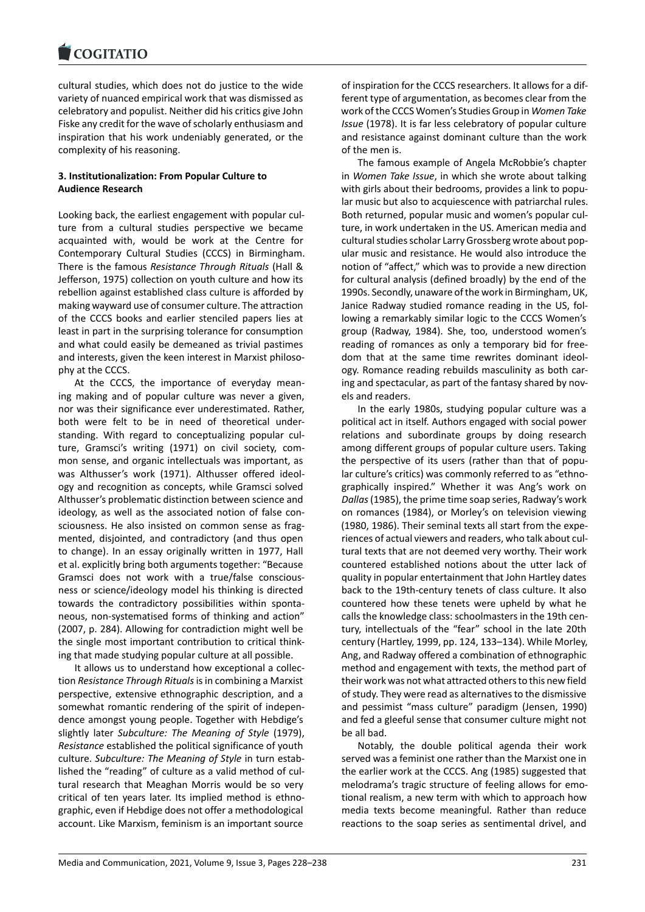cultural studies, which does not do justice to the wide variety of nuanced empirical work that was dismissed as celebratory and populist. Neither did his critics give John Fiske any credit for the wave of scholarly enthusiasm and inspiration that his work undeniably generated, or the complexity of his reasoning.

### 3. Institutionalization: From Popular Culture to Audience Research

Looking back, the earliest engagement with popular culture from a cultural studies perspective we became acquainted with, would be work at the Centre for Contemporary Cultural Studies (CCCS) in Birmingham. There is the famous *Resistance Through Rituals* (Hall & Jefferson, 1975) collection on youth culture and how its rebellion against established class culture is afforded by making wayward use of consumer culture. The attraction of the CCCS books and earlier stenciled papers lies at least in part in the surprising tolerance for consumption and what could easily be demeaned as trivial pastimes and interests, given the keen interest in Marxist philosophy at the CCCS.

At the CCCS, the importance of everyday meaning making and of popular culture was never a given, nor was their significance ever underestimated. Rather, both were felt to be in need of theoretical understanding. With regard to conceptualizing popular culture, Gramsci's writing (1971) on civil society, common sense, and organic intellectuals was important, as was Althusser's work (1971). Althusser offered ideology and recognition as concepts, while Gramsci solved Althusser's problematic distinction between science and ideology, as well as the associated notion of false consciousness. He also insisted on common sense as fragmented, disjointed, and contradictory (and thus open to change). In an essay originally written in 1977, Hall et al. explicitly bring both arguments together: "Because Gramsci does not work with a true/false consciousness or science/ideology model his thinking is directed towards the contradictory possibilities within spontaneous, non-systematised forms of thinking and action" (2007, p. 284). Allowing for contradiction might well be the single most important contribution to critical thinking that made studying popular culture at all possible.

It allows us to understand how exceptional a collection *Resistance Through Rituals* is in combining a Marxist perspective, extensive ethnographic description, and a somewhat romantic rendering of the spirit of independence amongst young people. Together with Hebdige's slightly later *Subculture: The Meaning of Style* (1979), *Resistance* established the political significance of youth culture. *Subculture: The Meaning of Style* in turn established the "reading" of culture as a valid method of cultural research that Meaghan Morris would be so very critical of ten years later. Its implied method is ethnographic, even if Hebdige does not offer a methodological account. Like Marxism, feminism is an important source of inspiration for the CCCS researchers. It allows for a different type of argumentation, as becomes clear from the work of the CCCS Women's Studies Group in *Women Take Issue* (1978). It is far less celebratory of popular culture and resistance against dominant culture than the work of the men is.

The famous example of Angela McRobbie's chapter in *Women Take Issue*, in which she wrote about talking with girls about their bedrooms, provides a link to popular music but also to acquiescence with patriarchal rules. Both returned, popular music and women's popular culture, in work undertaken in the US. American media and cultural studies scholar Larry Grossberg wrote about popular music and resistance. He would also introduce the notion of "affect," which was to provide a new direction for cultural analysis (defined broadly) by the end of the 1990s. Secondly, unaware of the work in Birmingham, UK, Janice Radway studied romance reading in the US, following a remarkably similar logic to the CCCS Women's group (Radway, 1984). She, too, understood women's reading of romances as only a temporary bid for freedom that at the same time rewrites dominant ideology. Romance reading rebuilds masculinity as both caring and spectacular, as part of the fantasy shared by novels and readers.

In the early 1980s, studying popular culture was a political act in itself. Authors engaged with social power relations and subordinate groups by doing research among different groups of popular culture users. Taking the perspective of its users (rather than that of popular culture's critics) was commonly referred to as "ethnographically inspired." Whether it was Ang's work on *Dallas* (1985), the prime time soap series, Radway's work on romances (1984), or Morley's on television viewing (1980, 1986). Their seminal texts all start from the experiences of actual viewers and readers, who talk about cultural texts that are not deemed very worthy. Their work countered established notions about the utter lack of quality in popular entertainment that John Hartley dates back to the 19th-century tenets of class culture. It also countered how these tenets were upheld by what he calls the knowledge class: schoolmasters in the 19th century, intellectuals of the "fear" school in the late 20th century (Hartley, 1999, pp. 124, 133–134). While Morley, Ang, and Radway offered a combination of ethnographic method and engagement with texts, the method part of their work was not what attracted others to this new field of study. They were read as alternatives to the dismissive and pessimist "mass culture" paradigm (Jensen, 1990) and fed a gleeful sense that consumer culture might not be all bad.

Notably, the double political agenda their work served was a feminist one rather than the Marxist one in the earlier work at the CCCS. Ang (1985) suggested that melodrama's tragic structure of feeling allows for emotional realism, a new term with which to approach how media texts become meaningful. Rather than reduce reactions to the soap series as sentimental drivel, and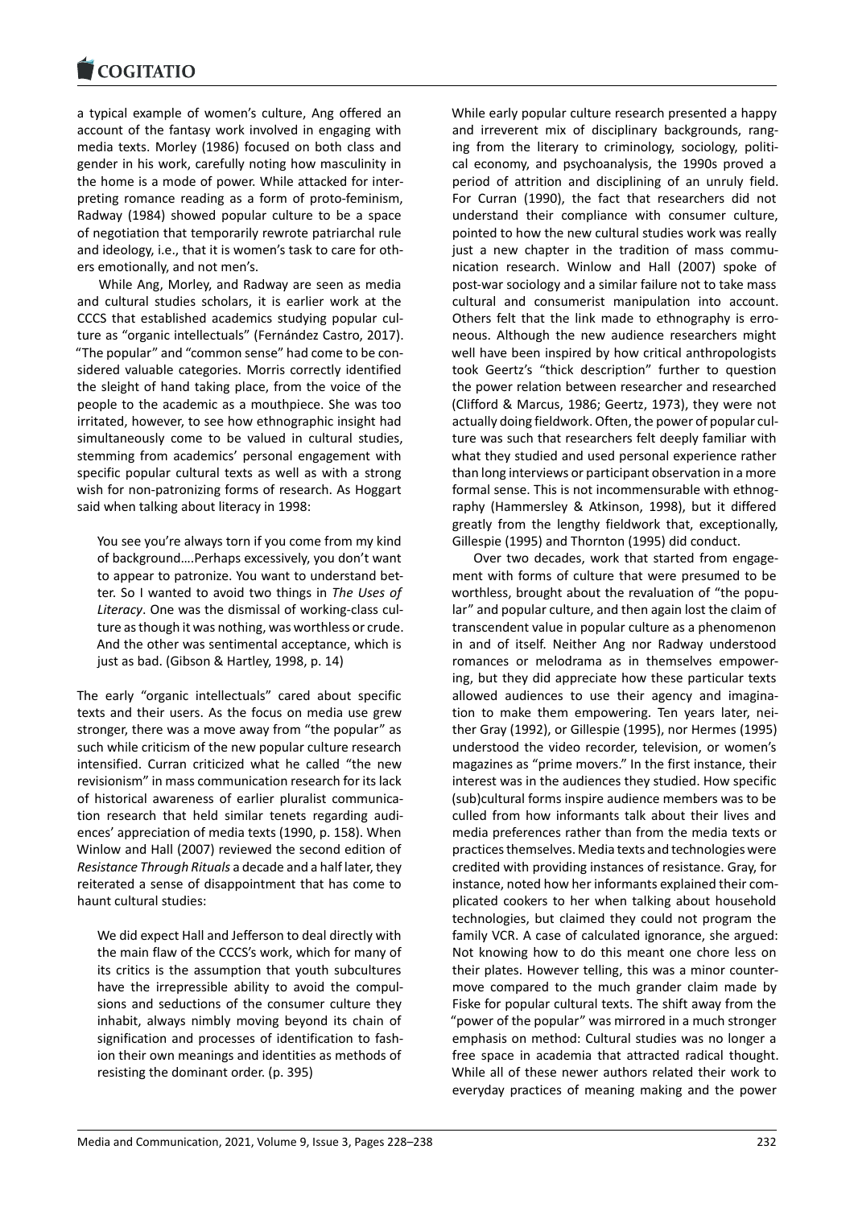a typical example of women's culture, Ang offered an account of the fantasy work involved in engaging with media texts. Morley (1986) focused on both class and gender in his work, carefully noting how masculinity in the home is a mode of power. While attacked for interpreting romance reading as a form of proto-feminism, Radway (1984) showed popular culture to be a space of negotiation that temporarily rewrote patriarchal rule and ideology, i.e., that it is women's task to care for others emotionally, and not men's.

While Ang, Morley, and Radway are seen as media and cultural studies scholars, it is earlier work at the CCCS that established academics studying popular culture as "organic intellectuals" (Fernández Castro, 2017). "The popular" and "common sense" had come to be considered valuable categories. Morris correctly identified the sleight of hand taking place, from the voice of the people to the academic as a mouthpiece. She was too irritated, however, to see how ethnographic insight had simultaneously come to be valued in cultural studies, stemming from academics' personal engagement with specific popular cultural texts as well as with a strong wish for non-patronizing forms of research. As Hoggart said when talking about literacy in 1998:

> You see you're always torn if you come from my kind of background….Perhaps excessively, you don't want to appear to patronize. You want to understand better. So I wanted to avoid two things in *The Uses of Literacy*. One was the dismissal of working-class culture as though it was nothing, was worthless or crude. And the other was sentimental acceptance, which is just as bad. (Gibson & Hartley, 1998, p. 14)

The early "organic intellectuals" cared about specific texts and their users. As the focus on media use grew stronger, there was a move away from "the popular" as such while criticism of the new popular culture research intensified. Curran criticized what he called "the new revisionism" in mass communication research for its lack of historical awareness of earlier pluralist communication research that held similar tenets regarding audiences' appreciation of media texts (1990, p. 158). When Winlow and Hall (2007) reviewed the second edition of *Resistance Through Rituals* a decade and a half later, they reiterated a sense of disappointment that has come to haunt cultural studies:

> We did expect Hall and Jefferson to deal directly with the main flaw of the CCCS's work, which for many of its critics is the assumption that youth subcultures have the irrepressible ability to avoid the compulsions and seductions of the consumer culture they inhabit, always nimbly moving beyond its chain of signification and processes of identification to fashion their own meanings and identities as methods of resisting the dominant order. (p. 395)

While early popular culture research presented a happy and irreverent mix of disciplinary backgrounds, ranging from the literary to criminology, sociology, political economy, and psychoanalysis, the 1990s proved a period of attrition and disciplining of an unruly field. For Curran (1990), the fact that researchers did not understand their compliance with consumer culture, pointed to how the new cultural studies work was really just a new chapter in the tradition of mass communication research. Winlow and Hall (2007) spoke of post-war sociology and a similar failure not to take mass cultural and consumerist manipulation into account. Others felt that the link made to ethnography is erroneous. Although the new audience researchers might well have been inspired by how critical anthropologists took Geertz's "thick description" further to question the power relation between researcher and researched (Clifford & Marcus, 1986; Geertz, 1973), they were not actually doing fieldwork. Often, the power of popular culture was such that researchers felt deeply familiar with what they studied and used personal experience rather than long interviews or participant observation in a more formal sense. This is not incommensurable with ethnography (Hammersley & Atkinson, 1998), but it differed greatly from the lengthy fieldwork that, exceptionally, Gillespie (1995) and Thornton (1995) did conduct.

Over two decades, work that started from engagement with forms of culture that were presumed to be worthless, brought about the revaluation of "the popular" and popular culture, and then again lost the claim of transcendent value in popular culture as a phenomenon in and of itself. Neither Ang nor Radway understood romances or melodrama as in themselves empowering, but they did appreciate how these particular texts allowed audiences to use their agency and imagination to make them empowering. Ten years later, neither Gray (1992), or Gillespie (1995), nor Hermes (1995) understood the video recorder, television, or women's magazines as "prime movers." In the first instance, their interest was in the audiences they studied. How specific (sub)cultural forms inspire audience members was to be culled from how informants talk about their lives and media preferences rather than from the media texts or practices themselves. Media texts and technologies were credited with providing instances of resistance. Gray, for instance, noted how her informants explained their complicated cookers to her when talking about household technologies, but claimed they could not program the family VCR. A case of calculated ignorance, she argued: Not knowing how to do this meant one chore less on their plates. However telling, this was a minor countermove compared to the much grander claim made by Fiske for popular cultural texts. The shift away from the "power of the popular" was mirrored in a much stronger emphasis on method: Cultural studies was no longer a free space in academia that attracted radical thought. While all of these newer authors related their work to everyday practices of meaning making and the power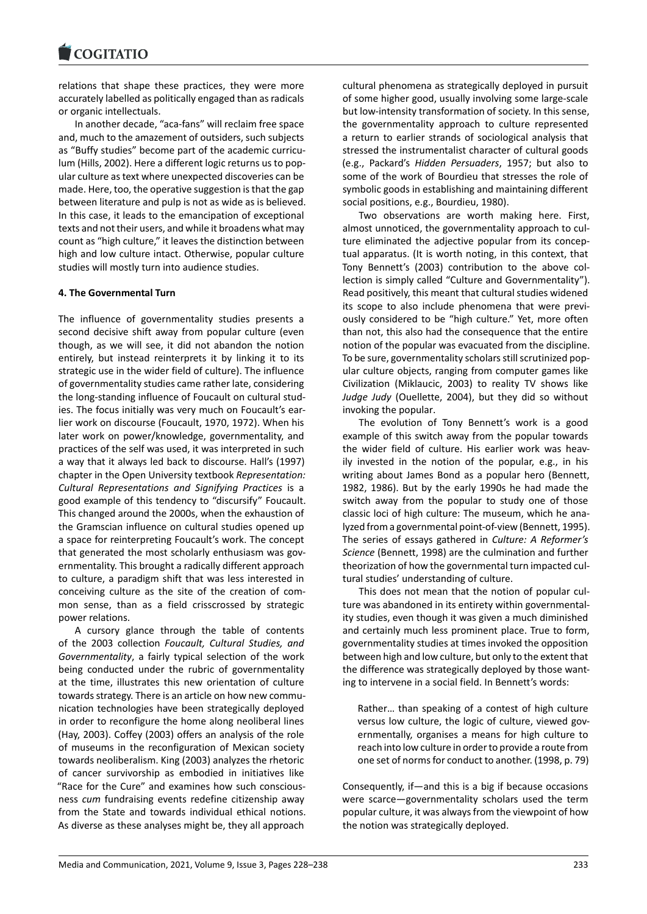relations that shape these practices, they were more accurately labelled as politically engaged than as radicals or organic intellectuals.

In another decade, "aca-fans" will reclaim free space and, much to the amazement of outsiders, such subjects as "Buffy studies" become part of the academic curriculum (Hills, 2002). Here a different logic returns us to popular culture as text where unexpected discoveries can be made. Here, too, the operative suggestion is that the gap between literature and pulp is not as wide as is believed. In this case, it leads to the emancipation of exceptional texts and not their users, and while it broadens what may count as "high culture," it leaves the distinction between high and low culture intact. Otherwise, popular culture studies will mostly turn into audience studies.

## 4. The Governmental Turn

The influence of governmentality studies presents a second decisive shift away from popular culture (even though, as we will see, it did not abandon the notion entirely, but instead reinterprets it by linking it to its strategic use in the wider field of culture). The influence of governmentality studies came rather late, considering the long-standing influence of Foucault on cultural studies. The focus initially was very much on Foucault's earlier work on discourse (Foucault, 1970, 1972). When his later work on power/knowledge, governmentality, and practices of the self was used, it was interpreted in such a way that it always led back to discourse. Hall's (1997) chapter in the Open University textbook *Representation: Cultural Representations and Signifying Practices* is a good example of this tendency to "discursify" Foucault. This changed around the 2000s, when the exhaustion of the Gramscian influence on cultural studies opened up a space for reinterpreting Foucault's work. The concept that generated the most scholarly enthusiasm was governmentality. This brought a radically different approach to culture, a paradigm shift that was less interested in conceiving culture as the site of the creation of common sense, than as a field crisscrossed by strategic power relations.

A cursory glance through the table of contents of the 2003 collection *Foucault, Cultural Studies, and Governmentality*, a fairly typical selection of the work being conducted under the rubric of governmentality at the time, illustrates this new orientation of culture towards strategy. There is an article on how new communication technologies have been strategically deployed in order to reconfigure the home along neoliberal lines (Hay, 2003). Coffey (2003) offers an analysis of the role of museums in the reconfiguration of Mexican society towards neoliberalism. King (2003) analyzes the rhetoric of cancer survivorship as embodied in initiatives like "Race for the Cure" and examines how such consciousness *cum* fundraising events redefine citizenship away from the State and towards individual ethical notions. As diverse as these analyses might be, they all approach cultural phenomena as strategically deployed in pursuit of some higher good, usually involving some large-scale but low-intensity transformation of society. In this sense, the governmentality approach to culture represented a return to earlier strands of sociological analysis that stressed the instrumentalist character of cultural goods (e.g., Packard's *Hidden Persuaders*, 1957; but also to some of the work of Bourdieu that stresses the role of symbolic goods in establishing and maintaining different social positions, e.g., Bourdieu, 1980).

Two observations are worth making here. First, almost unnoticed, the governmentality approach to culture eliminated the adjective popular from its conceptual apparatus. (It is worth noting, in this context, that Tony Bennett's (2003) contribution to the above collection is simply called "Culture and Governmentality"). Read positively, this meant that cultural studies widened its scope to also include phenomena that were previously considered to be "high culture." Yet, more often than not, this also had the consequence that the entire notion of the popular was evacuated from the discipline. To be sure, governmentality scholars still scrutinized popular culture objects, ranging from computer games like Civilization (Miklaucic, 2003) to reality TV shows like *Judge Judy* (Ouellette, 2004), but they did so without invoking the popular.

The evolution of Tony Bennett's work is a good example of this switch away from the popular towards the wider field of culture. His earlier work was heavily invested in the notion of the popular, e.g., in his writing about James Bond as a popular hero (Bennett, 1982, 1986). But by the early 1990s he had made the switch away from the popular to study one of those classic loci of high culture: The museum, which he analyzed from a governmental point-of-view (Bennett, 1995). The series of essays gathered in *Culture: A Reformer's Science* (Bennett, 1998) are the culmination and further theorization of how the governmental turn impacted cultural studies' understanding of culture.

This does not mean that the notion of popular culture was abandoned in its entirety within governmentality studies, even though it was given a much diminished and certainly much less prominent place. True to form, governmentality studies at times invoked the opposition between high and low culture, but only to the extent that the difference was strategically deployed by those wanting to intervene in a social field. In Bennett's words:

> Rather… than speaking of a contest of high culture versus low culture, the logic of culture, viewed governmentally, organises a means for high culture to reach into low culture in order to provide a route from one set of norms for conduct to another. (1998, p. 79)

Consequently, if—and this is a big if because occasions were scarce—governmentality scholars used the term popular culture, it was always from the viewpoint of how the notion was strategically deployed.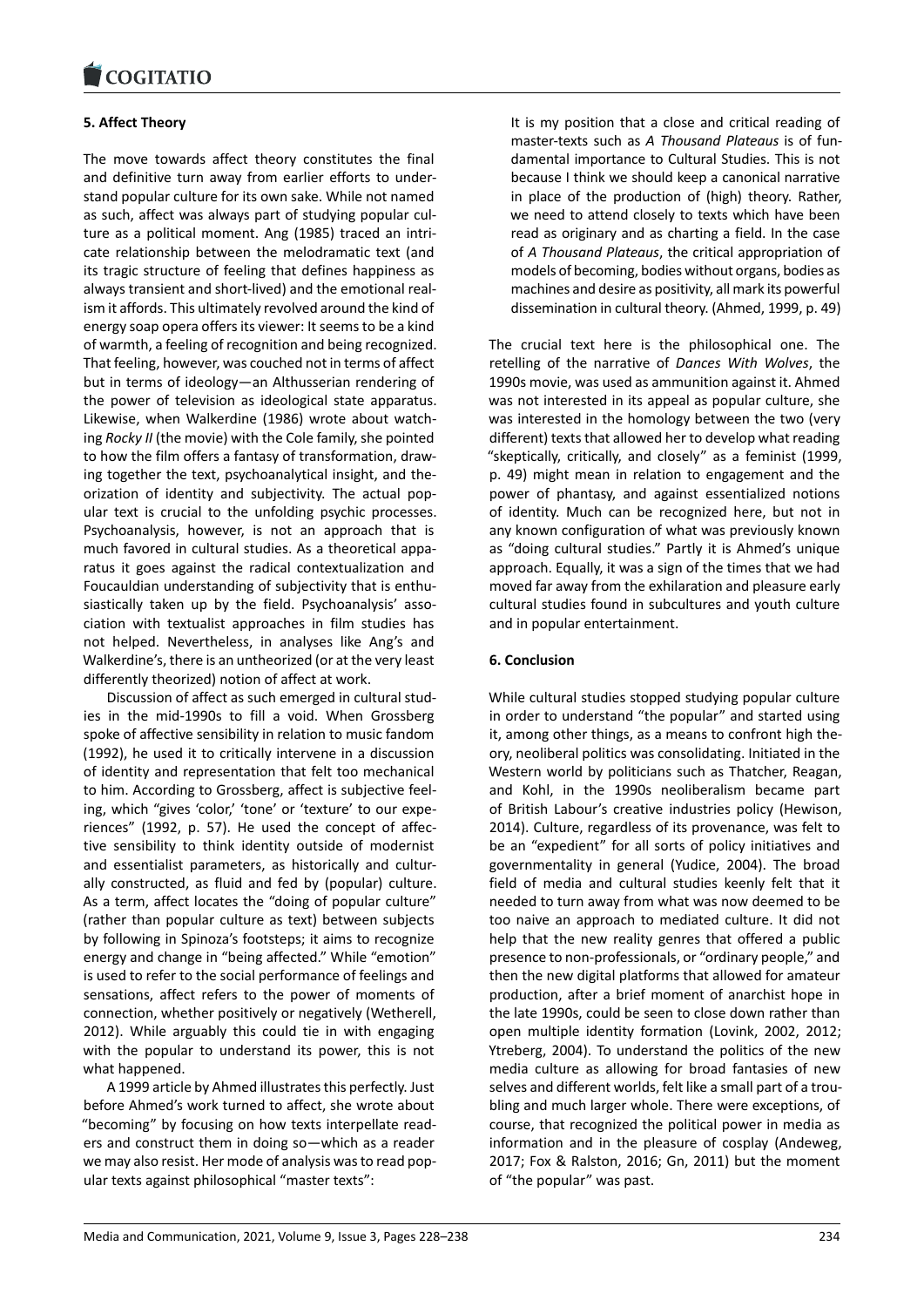## 5. Affect Theory

The move towards affect theory constitutes the final and definitive turn away from earlier efforts to understand popular culture for its own sake. While not named as such, affect was always part of studying popular culture as a political moment. Ang (1985) traced an intricate relationship between the melodramatic text (and its tragic structure of feeling that defines happiness as always transient and short-lived) and the emotional realism it affords. This ultimately revolved around the kind of energy soap opera offers its viewer: It seems to be a kind of warmth, a feeling of recognition and being recognized. That feeling, however, was couched not in terms of affect but in terms of ideology—an Althusserian rendering of the power of television as ideological state apparatus. Likewise, when Walkerdine (1986) wrote about watching *Rocky II* (the movie) with the Cole family, she pointed to how the film offers a fantasy of transformation, drawing together the text, psychoanalytical insight, and theorization of identity and subjectivity. The actual popular text is crucial to the unfolding psychic processes. Psychoanalysis, however, is not an approach that is much favored in cultural studies. As a theoretical apparatus it goes against the radical contextualization and Foucauldian understanding of subjectivity that is enthusiastically taken up by the field. Psychoanalysis' association with textualist approaches in film studies has not helped. Nevertheless, in analyses like Ang's and Walkerdine's, there is an untheorized (or at the very least differently theorized) notion of affect at work.

Discussion of affect as such emerged in cultural studies in the mid-1990s to fill a void. When Grossberg spoke of affective sensibility in relation to music fandom (1992), he used it to critically intervene in a discussion of identity and representation that felt too mechanical to him. According to Grossberg, affect is subjective feeling, which "gives 'color,' 'tone' or 'texture' to our experiences" (1992, p. 57). He used the concept of affective sensibility to think identity outside of modernist and essentialist parameters, as historically and culturally constructed, as fluid and fed by (popular) culture. As a term, affect locates the "doing of popular culture" (rather than popular culture as text) between subjects by following in Spinoza's footsteps; it aims to recognize energy and change in "being affected." While "emotion" is used to refer to the social performance of feelings and sensations, affect refers to the power of moments of connection, whether positively or negatively (Wetherell, 2012). While arguably this could tie in with engaging with the popular to understand its power, this is not what happened.

A 1999 article by Ahmed illustrates this perfectly. Just before Ahmed's work turned to affect, she wrote about "becoming" by focusing on how texts interpellate readers and construct them in doing so—which as a reader we may also resist. Her mode of analysis was to read popular texts against philosophical "master texts":

> It is my position that a close and critical reading of master-texts such as *A Thousand Plateaus* is of fundamental importance to Cultural Studies. This is not because I think we should keep a canonical narrative in place of the production of (high) theory. Rather, we need to attend closely to texts which have been read as originary and as charting a field. In the case of *A Thousand Plateaus*, the critical appropriation of models of becoming, bodies without organs, bodies as machines and desire as positivity, all mark its powerful dissemination in cultural theory. (Ahmed, 1999, p. 49)

The crucial text here is the philosophical one. The retelling of the narrative of *Dances With Wolves*, the 1990s movie, was used as ammunition against it. Ahmed was not interested in its appeal as popular culture, she was interested in the homology between the two (very different) texts that allowed her to develop what reading "skeptically, critically, and closely" as a feminist (1999, p. 49) might mean in relation to engagement and the power of phantasy, and against essentialized notions of identity. Much can be recognized here, but not in any known configuration of what was previously known as "doing cultural studies." Partly it is Ahmed's unique approach. Equally, it was a sign of the times that we had moved far away from the exhilaration and pleasure early cultural studies found in subcultures and youth culture and in popular entertainment.

## 6. Conclusion

While cultural studies stopped studying popular culture in order to understand "the popular" and started using it, among other things, as a means to confront high theory, neoliberal politics was consolidating. Initiated in the Western world by politicians such as Thatcher, Reagan, and Kohl, in the 1990s neoliberalism became part of British Labour's creative industries policy (Hewison, 2014). Culture, regardless of its provenance, was felt to be an "expedient" for all sorts of policy initiatives and governmentality in general (Yudice, 2004). The broad field of media and cultural studies keenly felt that it needed to turn away from what was now deemed to be too naive an approach to mediated culture. It did not help that the new reality genres that offered a public presence to non-professionals, or "ordinary people," and then the new digital platforms that allowed for amateur production, after a brief moment of anarchist hope in the late 1990s, could be seen to close down rather than open multiple identity formation (Lovink, 2002, 2012; Ytreberg, 2004). To understand the politics of the new media culture as allowing for broad fantasies of new selves and different worlds, felt like a small part of a troubling and much larger whole. There were exceptions, of course, that recognized the political power in media as information and in the pleasure of cosplay (Andeweg, 2017; Fox & Ralston, 2016; Gn, 2011) but the moment of "the popular" was past.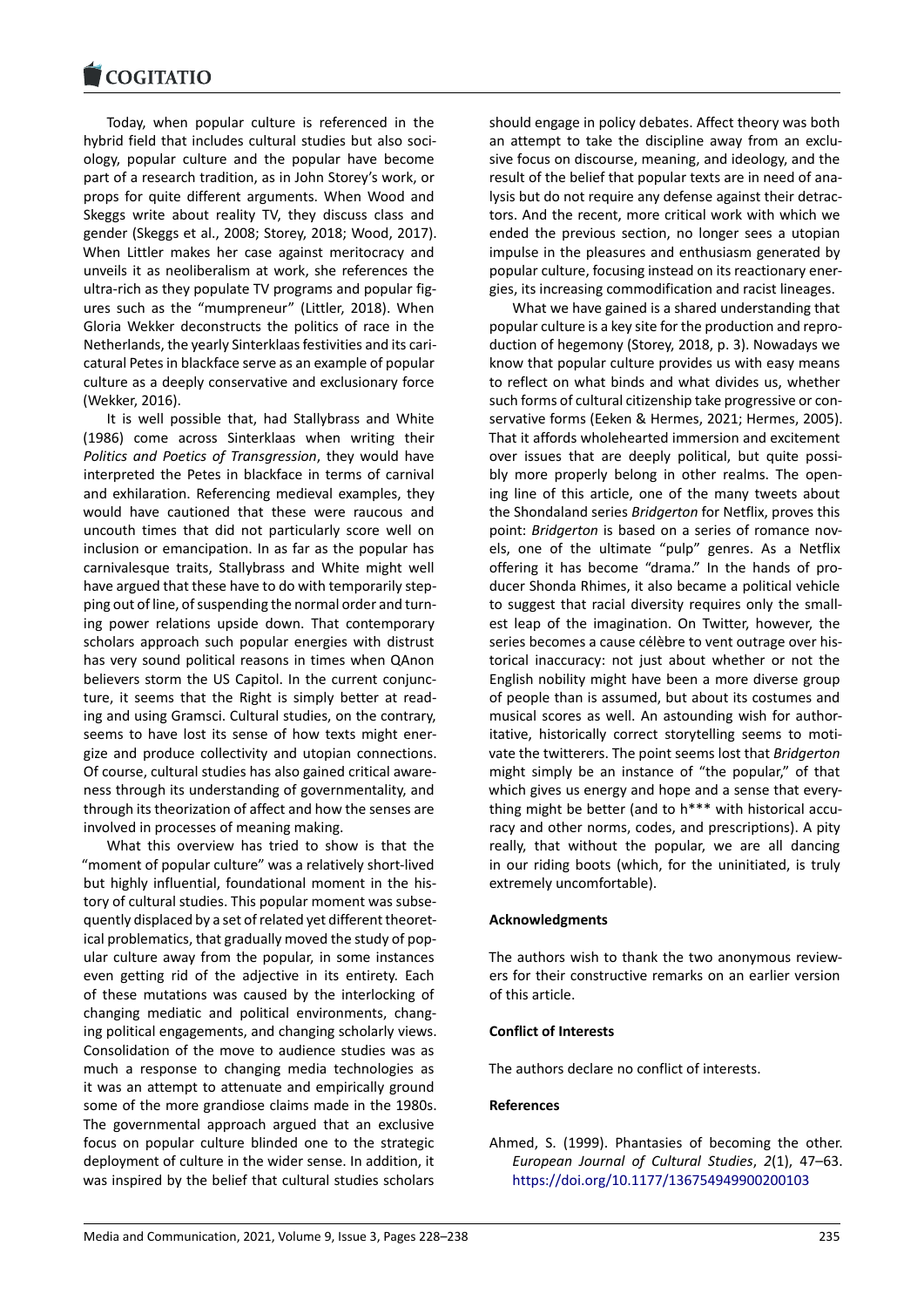Today, when popular culture is referenced in the hybrid field that includes cultural studies but also sociology, popular culture and the popular have become part of a research tradition, as in John Storey's work, or props for quite different arguments. When Wood and Skeggs write about reality TV, they discuss class and gender (Skeggs et al., 2008; Storey, 2018; Wood, 2017). When Littler makes her case against meritocracy and unveils it as neoliberalism at work, she references the ultra-rich as they populate TV programs and popular figures such as the "mumpreneur" (Littler, 2018). When Gloria Wekker deconstructs the politics of race in the Netherlands, the yearly Sinterklaas festivities and its caricatural Petes in blackface serve as an example of popular culture as a deeply conservative and exclusionary force (Wekker, 2016).

It is well possible that, had Stallybrass and White (1986) come across Sinterklaas when writing their *Politics and Poetics of Transgression*, they would have interpreted the Petes in blackface in terms of carnival and exhilaration. Referencing medieval examples, they would have cautioned that these were raucous and uncouth times that did not particularly score well on inclusion or emancipation. In as far as the popular has carnivalesque traits, Stallybrass and White might well have argued that these have to do with temporarily stepping out of line, of suspending the normal order and turning power relations upside down. That contemporary scholars approach such popular energies with distrust has very sound political reasons in times when QAnon believers storm the US Capitol. In the current conjuncture, it seems that the Right is simply better at reading and using Gramsci. Cultural studies, on the contrary, seems to have lost its sense of how texts might energize and produce collectivity and utopian connections. Of course, cultural studies has also gained critical awareness through its understanding of governmentality, and through its theorization of affect and how the senses are involved in processes of meaning making.

What this overview has tried to show is that the "moment of popular culture" was a relatively short-lived but highly influential, foundational moment in the history of cultural studies. This popular moment was subsequently displaced by a set of related yet different theoretical problematics, that gradually moved the study of popular culture away from the popular, in some instances even getting rid of the adjective in its entirety. Each of these mutations was caused by the interlocking of changing mediatic and political environments, changing political engagements, and changing scholarly views. Consolidation of the move to audience studies was as much a response to changing media technologies as it was an attempt to attenuate and empirically ground some of the more grandiose claims made in the 1980s. The governmental approach argued that an exclusive focus on popular culture blinded one to the strategic deployment of culture in the wider sense. In addition, it was inspired by the belief that cultural studies scholars should engage in policy debates. Affect theory was both an attempt to take the discipline away from an exclusive focus on discourse, meaning, and ideology, and the result of the belief that popular texts are in need of analysis but do not require any defense against their detractors. And the recent, more critical work with which we ended the previous section, no longer sees a utopian impulse in the pleasures and enthusiasm generated by popular culture, focusing instead on its reactionary energies, its increasing commodification and racist lineages.

What we have gained is a shared understanding that popular culture is a key site for the production and reproduction of hegemony (Storey, 2018, p. 3). Nowadays we know that popular culture provides us with easy means to reflect on what binds and what divides us, whether such forms of cultural citizenship take progressive or conservative forms (Eeken & Hermes, 2021; Hermes, 2005). That it affords wholehearted immersion and excitement over issues that are deeply political, but quite possibly more properly belong in other realms. The opening line of this article, one of the many tweets about the Shondaland series *Bridgerton* for Netflix, proves this point: *Bridgerton* is based on a series of romance novels, one of the ultimate "pulp" genres. As a Netflix offering it has become "drama." In the hands of producer Shonda Rhimes, it also became a political vehicle to suggest that racial diversity requires only the smallest leap of the imagination. On Twitter, however, the series becomes a cause célèbre to vent outrage over historical inaccuracy: not just about whether or not the English nobility might have been a more diverse group of people than is assumed, but about its costumes and musical scores as well. An astounding wish for authoritative, historically correct storytelling seems to motivate the twitterers. The point seems lost that *Bridgerton* might simply be an instance of "the popular," of that which gives us energy and hope and a sense that everything might be better (and to h*** with historical accuracy and other norms, codes, and prescriptions). A pity really, that without the popular, we are all dancing in our riding boots (which, for the uninitiated, is truly extremely uncomfortable).

**Acknowledgments**

The authors wish to thank the two anonymous reviewers for their constructive remarks on an earlier version of this article.

**Conflict of Interests**

The authors declare no conflict of interests.

**References**

Ahmed, S. (1999). Phantasies of becoming the other. *European Journal of Cultural Studies*, *2*(1), 47–63. https://doi.org/10.1177/136754949900200103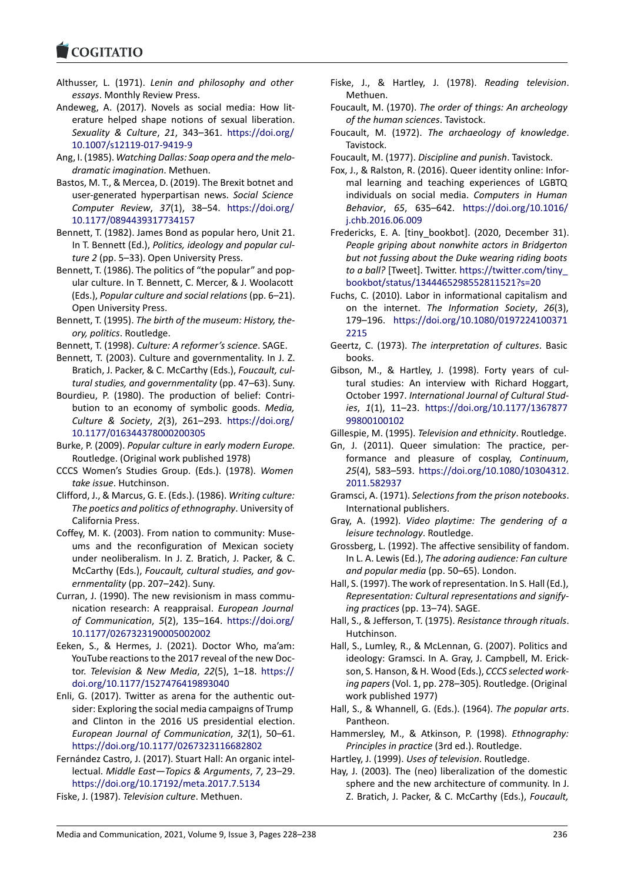Althusser, L. (1971). *Lenin and philosophy and other essays*. Monthly Review Press.

Andeweg, A. (2017). Novels as social media: How literature helped shape notions of sexual liberation. *Sexuality & Culture*, *21*, 343–361. https://doi.org/10.1007/s12119-017-9419-9

Ang, I. (1985). *Watching Dallas: Soap opera and the melodramatic imagination*. Methuen.

Bastos, M. T., & Mercea, D. (2019). The Brexit botnet and user-generated hyperpartisan news. *Social Science Computer Review*, *37*(1), 38–54. https://doi.org/10.1177/0894439317734157

Bennett, T. (1982). James Bond as popular hero, Unit 21. In T. Bennett (Ed.), *Politics, ideology and popular culture 2* (pp. 5–33). Open University Press.

Bennett, T. (1986). The politics of "the popular" and popular culture. In T. Bennett, C. Mercer, & J. Woolacott (Eds.), *Popular culture and social relations* (pp. 6–21). Open University Press.

Bennett, T. (1995). *The birth of the museum: History, theory, politics*. Routledge.

Bennett, T. (1998). *Culture: A reformer's science*. SAGE.

Bennett, T. (2003). Culture and governmentality. In J. Z. Bratich, J. Packer, & C. McCarthy (Eds.), *Foucault, cultural studies, and governmentality* (pp. 47–63). Suny.

Bourdieu, P. (1980). The production of belief: Contribution to an economy of symbolic goods. *Media, Culture & Society*, *2*(3), 261–293. https://doi.org/10.1177/016344378000200305

Burke, P. (2009). *Popular culture in early modern Europe.* Routledge. (Original work published 1978)

CCCS Women's Studies Group. (Eds.). (1978). *Women take issue*. Hutchinson.

Clifford, J., & Marcus, G. E. (Eds.). (1986). *Writing culture: The poetics and politics of ethnography*. University of California Press.

Coffey, M. K. (2003). From nation to community: Museums and the reconfiguration of Mexican society under neoliberalism. In J. Z. Bratich, J. Packer, & C. McCarthy (Eds.), *Foucault, cultural studies, and governmentality* (pp. 207–242). Suny.

Curran, J. (1990). The new revisionism in mass communication research: A reappraisal. *European Journal of Communication*, *5*(2), 135–164. https://doi.org/10.1177/0267323190005002002

Eeken, S., & Hermes, J. (2021). Doctor Who, ma'am: YouTube reactions to the 2017 reveal of the new Doctor. *Television & New Media*, *22*(5), 1–18. https://doi.org/10.1177/1527476419893040

Enli, G. (2017). Twitter as arena for the authentic outsider: Exploring the social media campaigns of Trump and Clinton in the 2016 US presidential election. *European Journal of Communication*, *32*(1), 50–61. https://doi.org/10.1177/0267323116682802

Fernández Castro, J. (2017). Stuart Hall: An organic intellectual. *Middle East—Topics & Arguments*, *7*, 23–29. https://doi.org/10.17192/meta.2017.7.5134

Fiske, J. (1987). *Television culture*. Methuen.

Fiske, J., & Hartley, J. (1978). *Reading television*. Methuen.

Foucault, M. (1970). *The order of things: An archeology of the human sciences*. Tavistock.

Foucault, M. (1972). *The archaeology of knowledge*. Tavistock.

Foucault, M. (1977). *Discipline and punish*. Tavistock.

Fox, J., & Ralston, R. (2016). Queer identity online: Informal learning and teaching experiences of LGBTQ individuals on social media. *Computers in Human Behavior*, *65*, 635–642. https://doi.org/10.1016/j.chb.2016.06.009

Fredericks, E. A. [tiny_bookbot]. (2020, December 31). *People griping about nonwhite actors in Bridgerton but not fussing about the Duke wearing riding boots to a ball?* [Tweet]. Twitter. https://twitter.com/tiny_bookbot/status/1344465298552811521?s=20

Fuchs, C. (2010). Labor in informational capitalism and on the internet. *The Information Society*, *26*(3), 179–196. https://doi.org/10.1080/01972241003712215

Geertz, C. (1973). *The interpretation of cultures*. Basic books.

Gibson, M., & Hartley, J. (1998). Forty years of cultural studies: An interview with Richard Hoggart, October 1997. *International Journal of Cultural Studies*, *1*(1), 11–23. https://doi.org/10.1177/136787799800100102

Gillespie, M. (1995). *Television and ethnicity*. Routledge.

Gn, J. (2011). Queer simulation: The practice, performance and pleasure of cosplay, *Continuum*, *25*(4), 583–593. https://doi.org/10.1080/10304312.2011.582937

Gramsci, A. (1971). *Selections from the prison notebooks*. International publishers.

Gray, A. (1992). *Video playtime: The gendering of a leisure technology*. Routledge.

Grossberg, L. (1992). The affective sensibility of fandom. In L. A. Lewis (Ed.), *The adoring audience: Fan culture and popular media* (pp. 50–65). London.

Hall, S. (1997). The work of representation. In S. Hall (Ed.), *Representation: Cultural representations and signifying practices* (pp. 13–74). SAGE.

Hall, S., & Jefferson, T. (1975). *Resistance through rituals*. Hutchinson.

Hall, S., Lumley, R., & McLennan, G. (2007). Politics and ideology: Gramsci. In A. Gray, J. Campbell, M. Erickson, S. Hanson, & H. Wood (Eds.), *CCCS selected working papers* (Vol. 1, pp. 278–305). Routledge. (Original work published 1977)

Hall, S., & Whannell, G. (Eds.). (1964). *The popular arts*. Pantheon.

Hammersley, M., & Atkinson, P. (1998). *Ethnography: Principles in practice* (3rd ed.). Routledge.

Hartley, J. (1999). *Uses of television*. Routledge.

Hay, J. (2003). The (neo) liberalization of the domestic sphere and the new architecture of community. In J. Z. Bratich, J. Packer, & C. McCarthy (Eds.), *Foucault,*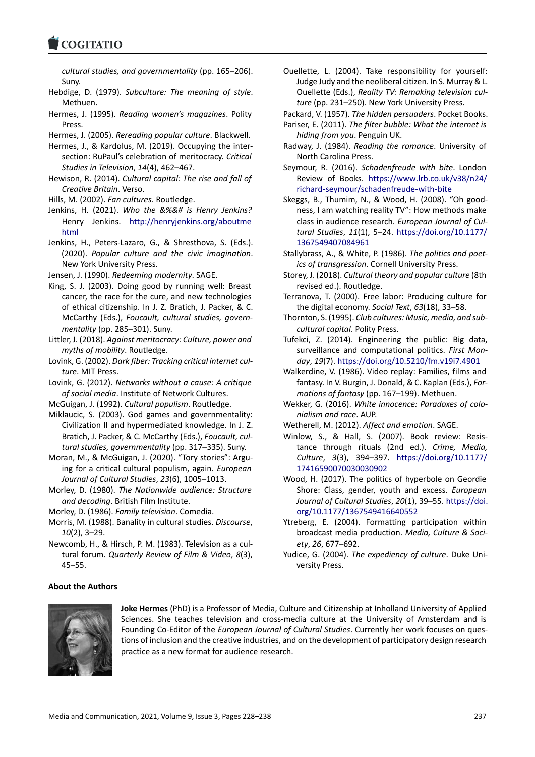cultural studies, and governmentality (pp. 165–206). Suny.

Hebdige, D. (1979). *Subculture: The meaning of style*. Methuen.

Hermes, J. (1995). *Reading women's magazines*. Polity Press.

Hermes, J. (2005). *Rereading popular culture*. Blackwell.

Hermes, J., & Kardolus, M. (2019). Occupying the intersection: RuPaul's celebration of meritocracy. *Critical Studies in Television*, *14*(4), 462–467.

Hewison, R. (2014). *Cultural capital: The rise and fall of Creative Britain*. Verso.

Hills, M. (2002). *Fan cultures*. Routledge.

Jenkins, H. (2021). *Who the &%&# is Henry Jenkins?* Henry Jenkins. http://henryjenkins.org/aboutme html

Jenkins, H., Peters-Lazaro, G., & Shresthova, S. (Eds.). (2020). *Popular culture and the civic imagination*. New York University Press.

Jensen, J. (1990). *Redeeming modernity*. SAGE.

King, S. J. (2003). Doing good by running well: Breast cancer, the race for the cure, and new technologies of ethical citizenship. In J. Z. Bratich, J. Packer, & C. McCarthy (Eds.), *Foucault, cultural studies, governmentality* (pp. 285–301). Suny.

Littler, J. (2018). *Against meritocracy: Culture, power and myths of mobility*. Routledge.

Lovink, G. (2002). *Dark fiber: Tracking critical internet culture*. MIT Press.

Lovink, G. (2012). *Networks without a cause: A critique of social media*. Institute of Network Cultures.

McGuigan, J. (1992). *Cultural populism*. Routledge.

Miklaucic, S. (2003). God games and governmentality: Civilization II and hypermediated knowledge. In J. Z. Bratich, J. Packer, & C. McCarthy (Eds.), *Foucault, cultural studies, governmentality* (pp. 317–335). Suny.

Moran, M., & McGuigan, J. (2020). "Tory stories": Arguing for a critical cultural populism, again. *European Journal of Cultural Studies*, *23*(6), 1005–1013.

Morley, D. (1980). *The Nationwide audience: Structure and decoding*. British Film Institute.

Morley, D. (1986). *Family television*. Comedia.

Morris, M. (1988). Banality in cultural studies. *Discourse*, *10*(2), 3–29.

Newcomb, H., & Hirsch, P. M. (1983). Television as a cultural forum. *Quarterly Review of Film & Video*, *8*(3), 45–55.

Ouellette, L. (2004). Take responsibility for yourself: Judge Judy and the neoliberal citizen. In S. Murray & L. Ouellette (Eds.), *Reality TV: Remaking television culture* (pp. 231–250). New York University Press.

Packard, V. (1957). *The hidden persuaders*. Pocket Books.

Pariser, E. (2011). *The filter bubble: What the internet is hiding from you*. Penguin UK.

Radway, J. (1984). *Reading the romance*. University of North Carolina Press.

Seymour, R. (2016). *Schadenfreude with bite*. London Review of Books. https://www.lrb.co.uk/v38/n24/richard-seymour/schadenfreude-with-bite

Skeggs, B., Thumim, N., & Wood, H. (2008). "Oh goodness, I am watching reality TV": How methods make class in audience research. *European Journal of Cultural Studies*, *11*(1), 5–24. https://doi.org/10.1177/1367549407084961

Stallybrass, A., & White, P. (1986). *The politics and poetics of transgression*. Cornell University Press.

Storey, J. (2018). *Cultural theory and popular culture* (8th revised ed.). Routledge.

Terranova, T. (2000). Free labor: Producing culture for the digital economy. *Social Text*, *63*(18), 33–58.

Thornton, S. (1995). *Club cultures: Music, media, and subcultural capital*. Polity Press.

Tufekci, Z. (2014). Engineering the public: Big data, surveillance and computational politics. *First Monday*, *19*(7). https://doi.org/10.5210/fm.v19i7.4901

Walkerdine, V. (1986). Video replay: Families, films and fantasy. In V. Burgin, J. Donald, & C. Kaplan (Eds.), *Formations of fantasy* (pp. 167–199). Methuen.

Wekker, G. (2016). *White innocence: Paradoxes of colonialism and race*. AUP.

Wetherell, M. (2012). *Affect and emotion*. SAGE.

Winlow, S., & Hall, S. (2007). Book review: Resistance through rituals (2nd ed.). *Crime, Media, Culture*, *3*(3), 394–397. https://doi.org/10.1177/17416590070030030902

Wood, H. (2017). The politics of hyperbole on Geordie Shore: Class, gender, youth and excess. *European Journal of Cultural Studies*, *20*(1), 39–55. https://doi.org/10.1177/1367549416640552

Ytreberg, E. (2004). Formatting participation within broadcast media production. *Media, Culture & Society*, *26*, 677–692.

Yudice, G. (2004). *The expediency of culture*. Duke University Press.

## About the Authors

**Joke Hermes** (PhD) is a Professor of Media, Culture and Citizenship at Inholland University of Applied Sciences. She teaches television and cross-media culture at the University of Amsterdam and is Founding Co-Editor of the *European Journal of Cultural Studies*. Currently her work focuses on questions of inclusion and the creative industries, and on the development of participatory design research practice as a new format for audience research.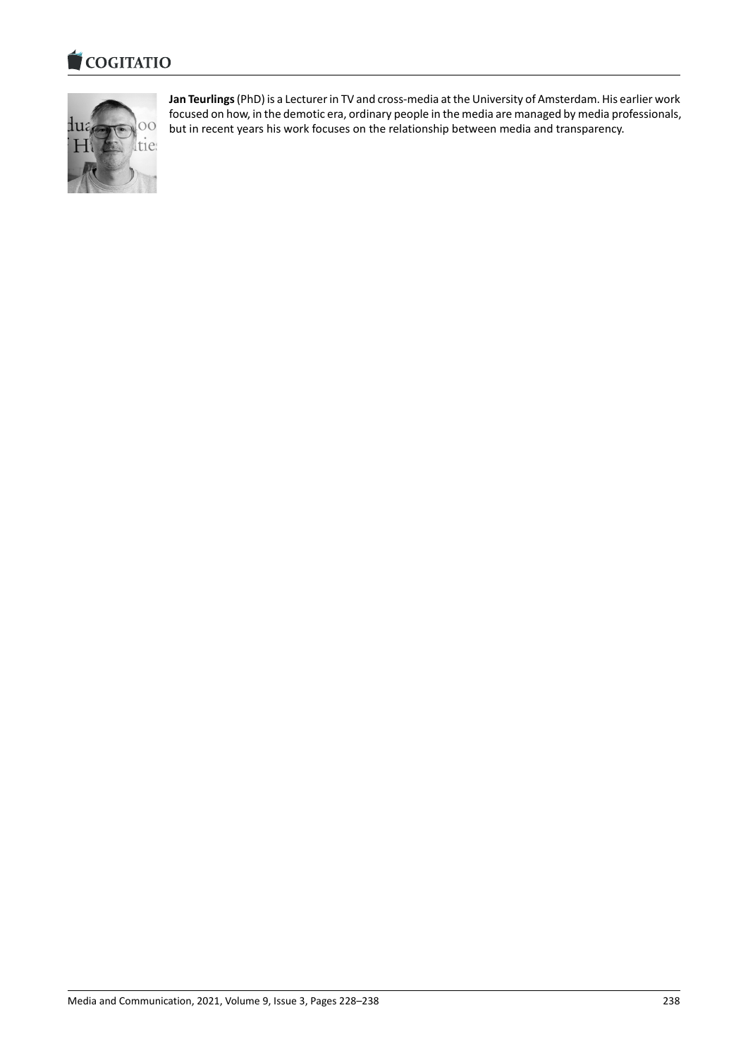**Jan Teurlings** (PhD) is a Lecturer in TV and cross-media at the University of Amsterdam. His earlier work focused on how, in the demotic era, ordinary people in the media are managed by media professionals, but in recent years his work focuses on the relationship between media and transparency.